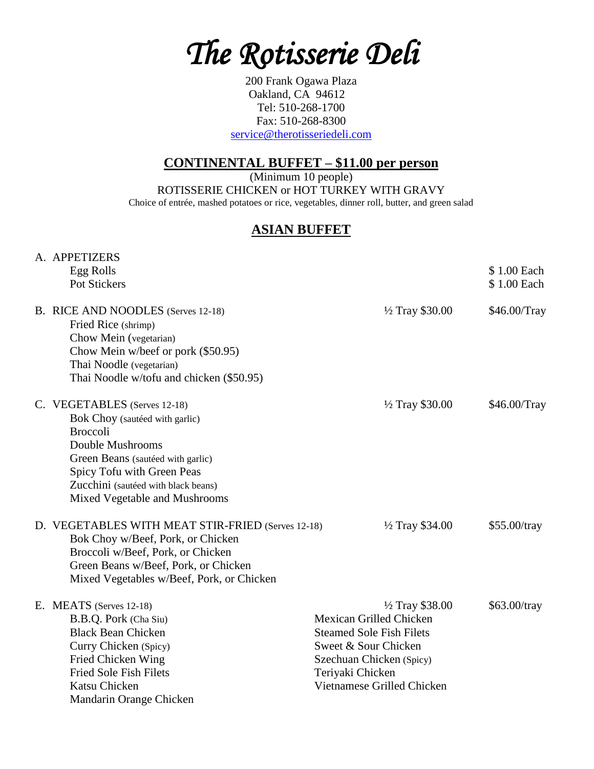# *The Rotisserie Deli*

200 Frank Ogawa Plaza
Oakland, CA 94612
Tel: 510-268-1700
Fax: 510-268-8300
service@therotisseriedeli.com

## CONTINENTAL BUFFET – $11.00 per person

(Minimum 10 people)
ROTISSERIE CHICKEN or HOT TURKEY WITH GRAVY
Choice of entrée, mashed potatoes or rice, vegetables, dinner roll, butter, and green salad

## ASIAN BUFFET

A. APPETIZERS

| Item | Price |
|---|---|
| Egg Rolls | $ 1.00 Each |
| Pot Stickers | $ 1.00 Each |

B. RICE AND NOODLES (Serves 12-18) — ½ Tray $30.00 — $46.00/Tray

- Fried Rice (shrimp)
- Chow Mein (vegetarian)
- Chow Mein w/beef or pork ($50.95)
- Thai Noodle (vegetarian)
- Thai Noodle w/tofu and chicken ($50.95)

C. VEGETABLES (Serves 12-18) — ½ Tray $30.00 — $46.00/Tray

- Bok Choy (sautéed with garlic)
- Broccoli
- Double Mushrooms
- Green Beans (sautéed with garlic)
- Spicy Tofu with Green Peas
- Zucchini (sautéed with black beans)
- Mixed Vegetable and Mushrooms

D. VEGETABLES WITH MEAT STIR-FRIED (Serves 12-18) — ½ Tray $34.00 — $55.00/tray

- Bok Choy w/Beef, Pork, or Chicken
- Broccoli w/Beef, Pork, or Chicken
- Green Beans w/Beef, Pork, or Chicken
- Mixed Vegetables w/Beef, Pork, or Chicken

E. MEATS (Serves 12-18) — ½ Tray $38.00 — $63.00/tray

- B.B.Q. Pork (Cha Siu)
- Black Bean Chicken
- Curry Chicken (Spicy)
- Fried Chicken Wing
- Fried Sole Fish Filets
- Katsu Chicken
- Mandarin Orange Chicken
- Mexican Grilled Chicken
- Steamed Sole Fish Filets
- Sweet & Sour Chicken
- Szechuan Chicken (Spicy)
- Teriyaki Chicken
- Vietnamese Grilled Chicken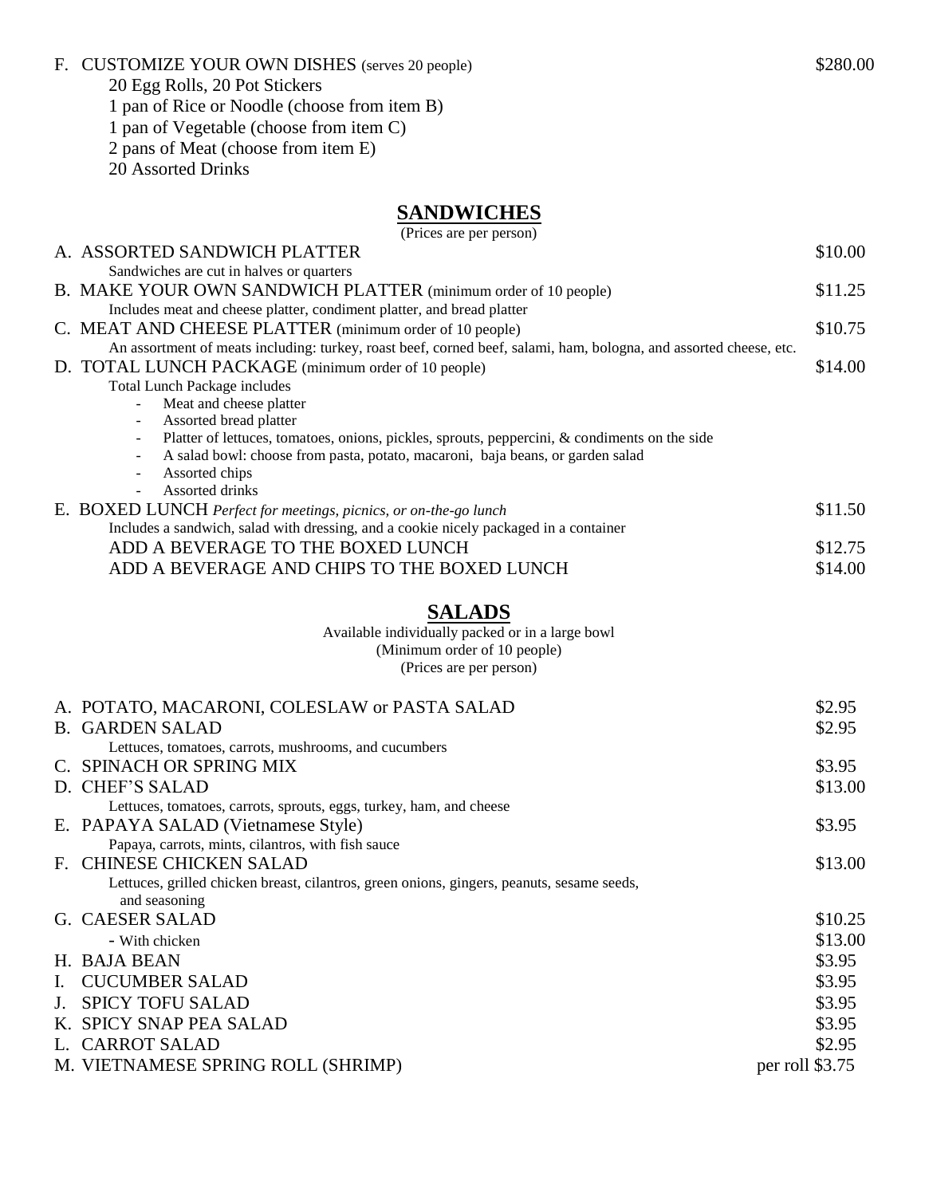F. CUSTOMIZE YOUR OWN DISHES (serves 20 people) $280.00

- 20 Egg Rolls, 20 Pot Stickers
- 1 pan of Rice or Noodle (choose from item B)
- 1 pan of Vegetable (choose from item C)
- 2 pans of Meat (choose from item E)
- 20 Assorted Drinks

## SANDWICHES

(Prices are per person)

A. ASSORTED SANDWICH PLATTER — $10.00
Sandwiches are cut in halves or quarters

B. MAKE YOUR OWN SANDWICH PLATTER (minimum order of 10 people) — $11.25
Includes meat and cheese platter, condiment platter, and bread platter

C. MEAT AND CHEESE PLATTER (minimum order of 10 people) — $10.75
An assortment of meats including: turkey, roast beef, corned beef, salami, ham, bologna, and assorted cheese, etc.

D. TOTAL LUNCH PACKAGE (minimum order of 10 people) — $14.00
Total Lunch Package includes

- Meat and cheese platter
- Assorted bread platter
- Platter of lettuces, tomatoes, onions, pickles, sprouts, peppercini, & condiments on the side
- A salad bowl: choose from pasta, potato, macaroni, baja beans, or garden salad
- Assorted chips
- Assorted drinks

E. BOXED LUNCH *Perfect for meetings, picnics, or on-the-go lunch* — $11.50
Includes a sandwich, salad with dressing, and a cookie nicely packaged in a container

ADD A BEVERAGE TO THE BOXED LUNCH — $12.75

ADD A BEVERAGE AND CHIPS TO THE BOXED LUNCH — $14.00

## SALADS

Available individually packed or in a large bowl
(Minimum order of 10 people)
(Prices are per person)

A. POTATO, MACARONI, COLESLAW or PASTA SALAD — $2.95

B. GARDEN SALAD — $2.95
Lettuces, tomatoes, carrots, mushrooms, and cucumbers

C. SPINACH OR SPRING MIX — $3.95

D. CHEF'S SALAD — $13.00
Lettuces, tomatoes, carrots, sprouts, eggs, turkey, ham, and cheese

E. PAPAYA SALAD (Vietnamese Style) — $3.95
Papaya, carrots, mints, cilantros, with fish sauce

F. CHINESE CHICKEN SALAD — $13.00
Lettuces, grilled chicken breast, cilantros, green onions, gingers, peanuts, sesame seeds, and seasoning

G. CAESER SALAD — $10.25
- With chicken — $13.00

H. BAJA BEAN — $3.95

I. CUCUMBER SALAD — $3.95

J. SPICY TOFU SALAD — $3.95

K. SPICY SNAP PEA SALAD — $3.95

L. CARROT SALAD — $2.95

M. VIETNAMESE SPRING ROLL (SHRIMP) — per roll $3.75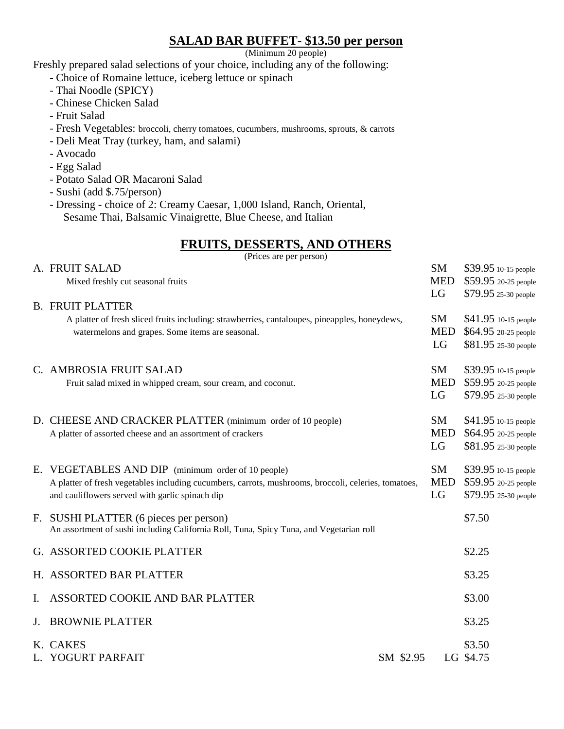## SALAD BAR BUFFET- $13.50 per person

(Minimum 20 people)

Freshly prepared salad selections of your choice, including any of the following:

- Choice of Romaine lettuce, iceberg lettuce or spinach
- Thai Noodle (SPICY)
- Chinese Chicken Salad
- Fruit Salad
- Fresh Vegetables: broccoli, cherry tomatoes, cucumbers, mushrooms, sprouts, & carrots
- Deli Meat Tray (turkey, ham, and salami)
- Avocado
- Egg Salad
- Potato Salad OR Macaroni Salad
- Sushi (add $.75/person)
- Dressing - choice of 2: Creamy Caesar, 1,000 Island, Ranch, Oriental, Sesame Thai, Balsamic Vinaigrette, Blue Cheese, and Italian

## FRUITS, DESSERTS, AND OTHERS

(Prices are per person)

A. FRUIT SALAD
Mixed freshly cut seasonal fruits

| Size | Price |
|---|---|
| SM | $39.95 10-15 people |
| MED | $59.95 20-25 people |
| LG | $79.95 25-30 people |

B. FRUIT PLATTER
A platter of fresh sliced fruits including: strawberries, cantaloupes, pineapples, honeydews, watermelons and grapes. Some items are seasonal.

| Size | Price |
|---|---|
| SM | $41.95 10-15 people |
| MED | $64.95 20-25 people |
| LG | $81.95 25-30 people |

C. AMBROSIA FRUIT SALAD
Fruit salad mixed in whipped cream, sour cream, and coconut.

| Size | Price |
|---|---|
| SM | $39.95 10-15 people |
| MED | $59.95 20-25 people |
| LG | $79.95 25-30 people |

D. CHEESE AND CRACKER PLATTER (minimum order of 10 people)
A platter of assorted cheese and an assortment of crackers

| Size | Price |
|---|---|
| SM | $41.95 10-15 people |
| MED | $64.95 20-25 people |
| LG | $81.95 25-30 people |

E. VEGETABLES AND DIP (minimum order of 10 people)
A platter of fresh vegetables including cucumbers, carrots, mushrooms, broccoli, celeries, tomatoes, and cauliflowers served with garlic spinach dip

| Size | Price |
|---|---|
| SM | $39.95 10-15 people |
| MED | $59.95 20-25 people |
| LG | $79.95 25-30 people |

F. SUSHI PLATTER (6 pieces per person) — $7.50
An assortment of sushi including California Roll, Tuna, Spicy Tuna, and Vegetarian roll

G. ASSORTED COOKIE PLATTER — $2.25

H. ASSORTED BAR PLATTER — $3.25

I. ASSORTED COOKIE AND BAR PLATTER — $3.00

J. BROWNIE PLATTER — $3.25

K. CAKES — $3.50

L. YOGURT PARFAIT — SM $2.95 LG $4.75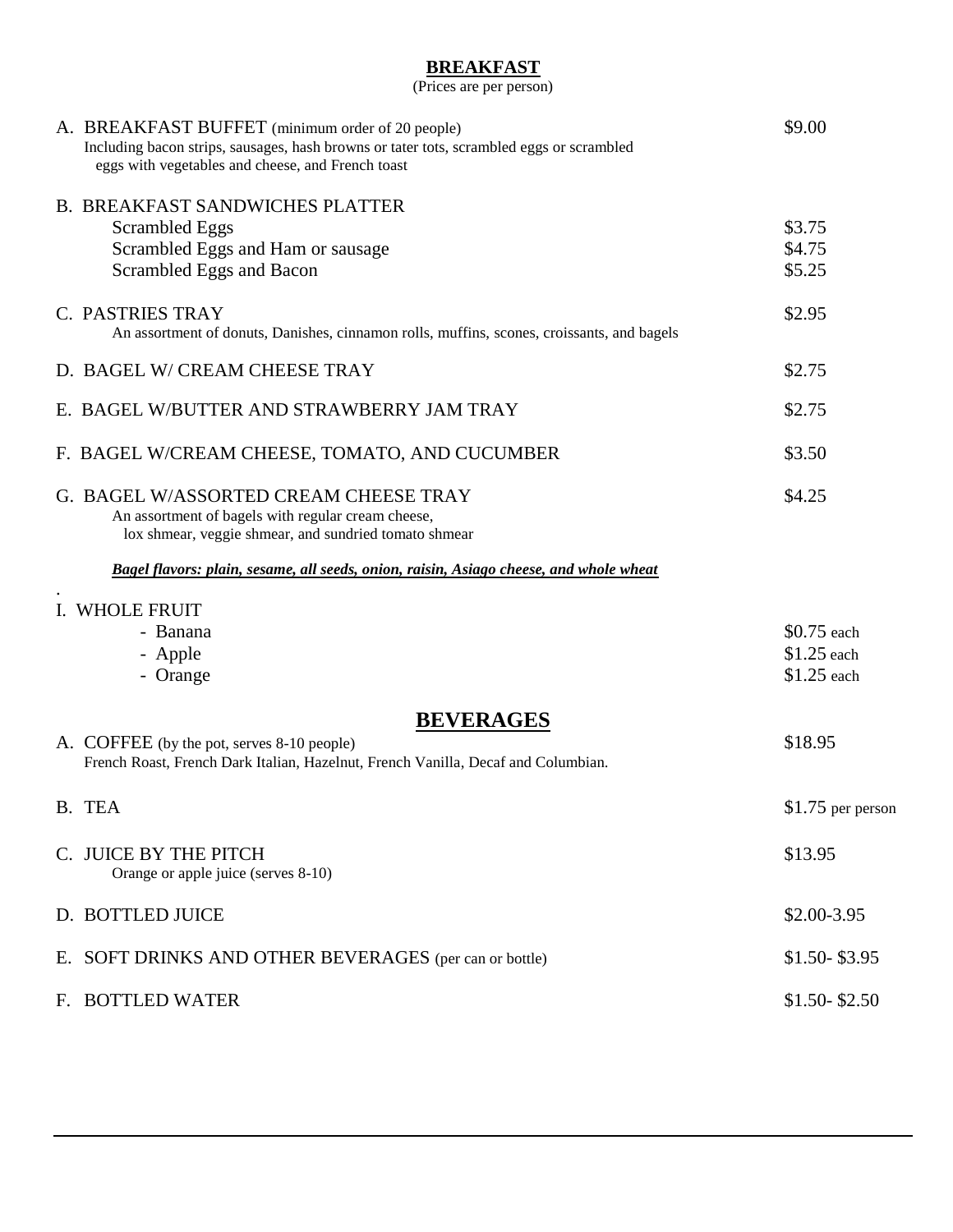## BREAKFAST

(Prices are per person)

| Item | Price |
|---|---|
| A. BREAKFAST BUFFET (minimum order of 20 people)<br>Including bacon strips, sausages, hash browns or tater tots, scrambled eggs or scrambled eggs with vegetables and cheese, and French toast | $9.00 |
| B. BREAKFAST SANDWICHES PLATTER | |
| Scrambled Eggs | $3.75 |
| Scrambled Eggs and Ham or sausage | $4.75 |
| Scrambled Eggs and Bacon | $5.25 |
| C. PASTRIES TRAY<br>An assortment of donuts, Danishes, cinnamon rolls, muffins, scones, croissants, and bagels | $2.95 |
| D. BAGEL W/ CREAM CHEESE TRAY | $2.75 |
| E. BAGEL W/BUTTER AND STRAWBERRY JAM TRAY | $2.75 |
| F. BAGEL W/CREAM CHEESE, TOMATO, AND CUCUMBER | $3.50 |
| G. BAGEL W/ASSORTED CREAM CHEESE TRAY<br>An assortment of bagels with regular cream cheese, lox shmear, veggie shmear, and sundried tomato shmear | $4.25 |

***Bagel flavors: plain, sesame, all seeds, onion, raisin, Asiago cheese, and whole wheat***

.

| Item | Price |
|---|---|
| I. WHOLE FRUIT | |
| - Banana | $0.75 each |
| - Apple | $1.25 each |
| - Orange | $1.25 each |

## BEVERAGES

| Item | Price |
|---|---|
| A. COFFEE (by the pot, serves 8-10 people)<br>French Roast, French Dark Italian, Hazelnut, French Vanilla, Decaf and Columbian. | $18.95 |
| B. TEA | $1.75 per person |
| C. JUICE BY THE PITCH<br>Orange or apple juice (serves 8-10) | $13.95 |
| D. BOTTLED JUICE | $2.00-3.95 |
| E. SOFT DRINKS AND OTHER BEVERAGES (per can or bottle) | $1.50- $3.95 |
| F. BOTTLED WATER | $1.50- $2.50 |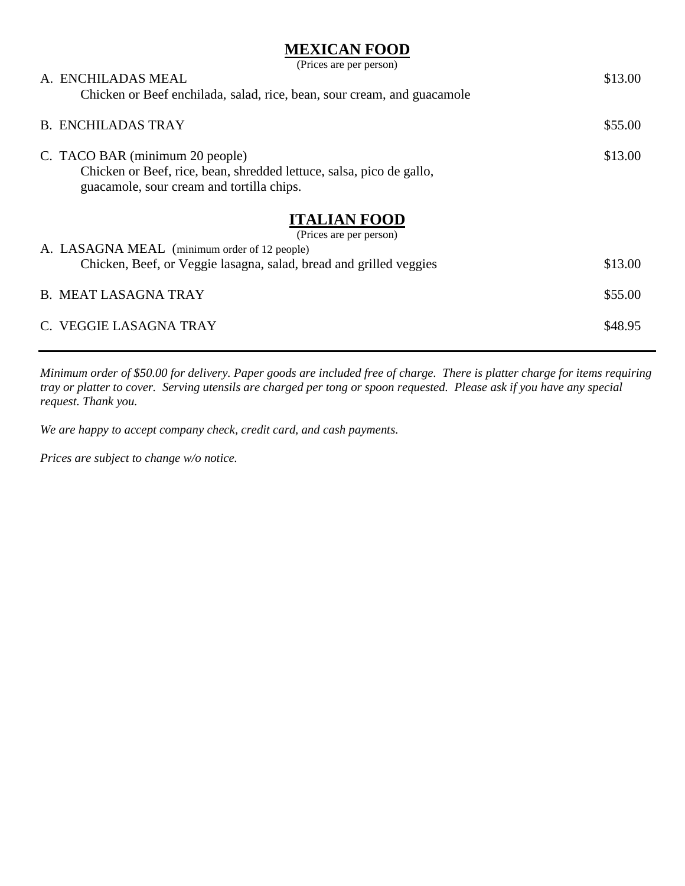## MEXICAN FOOD

(Prices are per person)

A. ENCHILADAS MEAL — $13.00
Chicken or Beef enchilada, salad, rice, bean, sour cream, and guacamole

B. ENCHILADAS TRAY — $55.00

C. TACO BAR (minimum 20 people) — $13.00
Chicken or Beef, rice, bean, shredded lettuce, salsa, pico de gallo, guacamole, sour cream and tortilla chips.

## ITALIAN FOOD

(Prices are per person)

A. LASAGNA MEAL (minimum order of 12 people)
Chicken, Beef, or Veggie lasagna, salad, bread and grilled veggies — $13.00

B. MEAT LASAGNA TRAY — $55.00

C. VEGGIE LASAGNA TRAY — $48.95

---

*Minimum order of $50.00 for delivery. Paper goods are included free of charge. There is platter charge for items requiring tray or platter to cover. Serving utensils are charged per tong or spoon requested. Please ask if you have any special request. Thank you.*

*We are happy to accept company check, credit card, and cash payments.*

*Prices are subject to change w/o notice.*